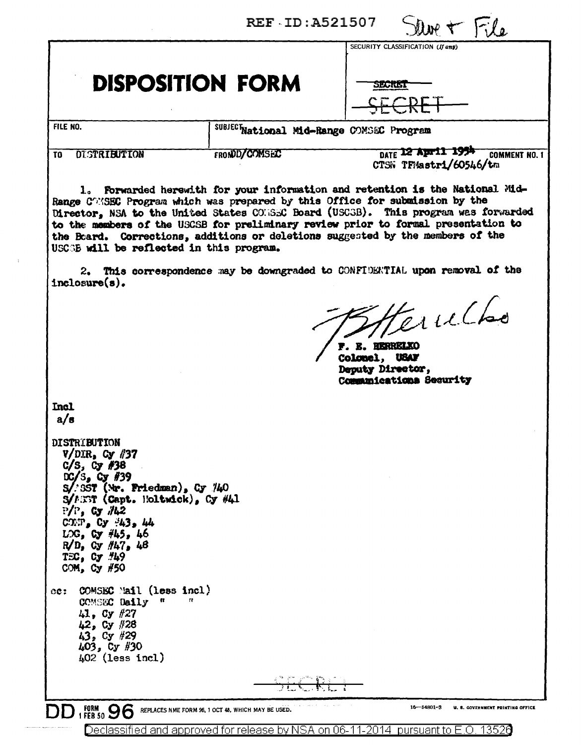REF ID:A521507 Save + File

# DISPOSITION FORM

SECURITY CLASSIFICATION (If any)

~~SECRET~~

~~SECRET~~

| FILE NO. | SUBJECT National Mid-Range COMSEC Program | |
|---|---|---|
| TO DISTRIBUTION | FROM DD/COMSEC | DATE 12 April 1954 COMMENT NO. 1 CTSN TFMastri/60546/tm |

1. Forwarded herewith for your information and retention is the National Mid-Range COMSEC Program which was prepared by this Office for submission by the Director, NSA to the United States COMSEC Board (USCSB). This program was forwarded to the members of the USCSB for preliminary review prior to formal presentation to the Board. Corrections, additions or deletions suggested by the members of the USCSB will be reflected in this program.

2. This correspondence may be downgraded to CONFIDENTIAL upon removal of the inclosure(s).

F. E. HERRELKO
Colonel, USAF
Deputy Director,
Communications Security

Incl
a/s

DISTRIBUTION
- V/DIR, Cy #37
- C/S, Cy #38
- DC/S, Cy #39
- S/ASST (Mr. Friedman), Cy #40
- S/ASST (Capt. Holtwick), Cy #41
- P/P, Cy #42
- COMP, Cy #43, 44
- LOG, Cy #45, 46
- R/D, Cy #47, 48
- TEC, Cy #49
- COM, Cy #50

cc: COMSEC Mail (less incl)
- COMSEC Daily " "
- 41, Cy #27
- 42, Cy #28
- 43, Cy #29
- 403, Cy #30
- 402 (less incl)

~~SECRET~~

DD FORM 96 1 FEB 50 REPLACES NME FORM 96, 1 OCT 48, WHICH MAY BE USED. 16—54801-3 U. S. GOVERNMENT PRINTING OFFICE

Declassified and approved for release by NSA on 06-11-2014 pursuant to E.O. 13526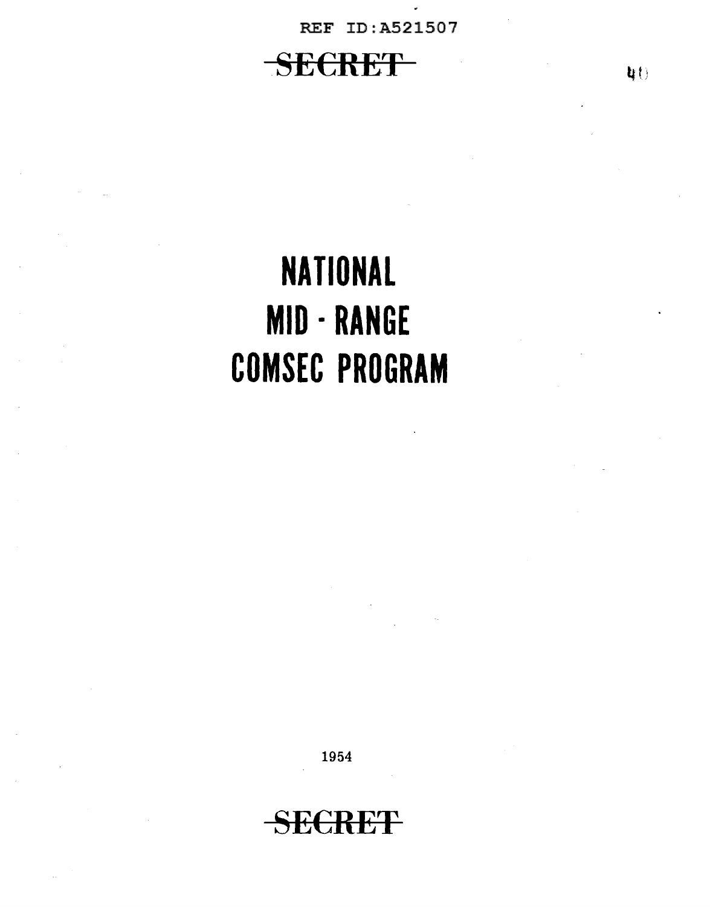# NATIONAL MID - RANGE COMSEC PROGRAM

1954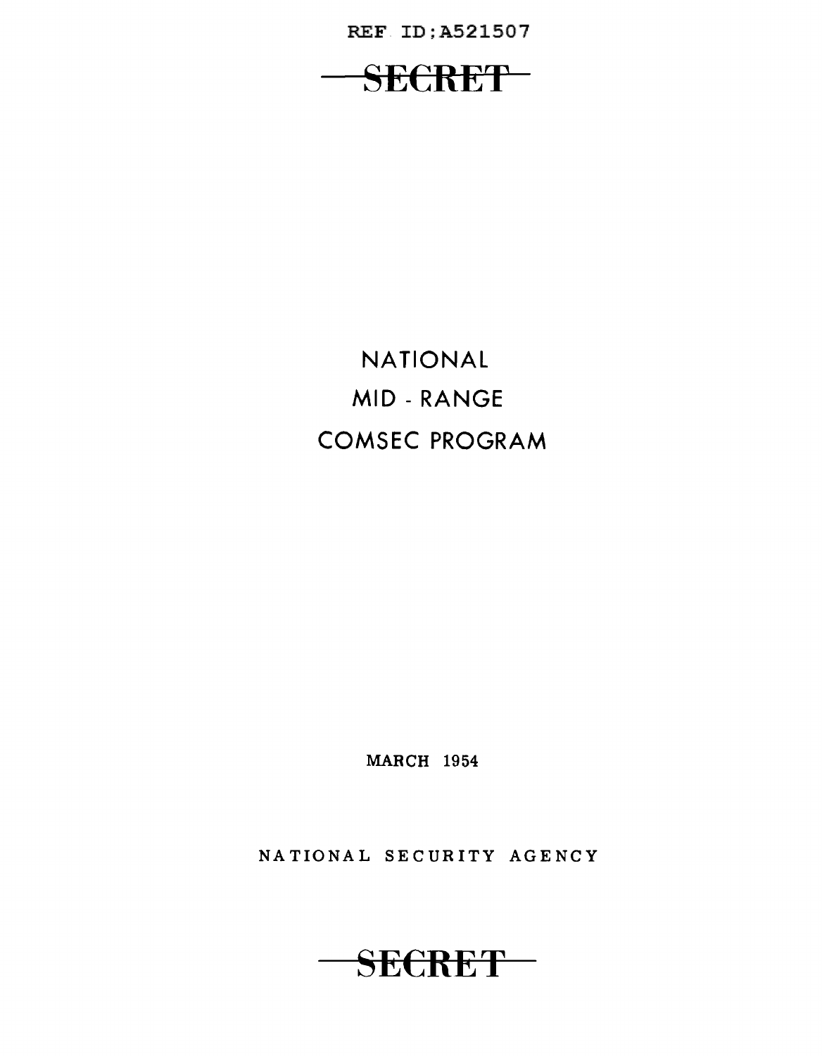# NATIONAL MID - RANGE COMSEC PROGRAM

MARCH 1954

NATIONAL SECURITY AGENCY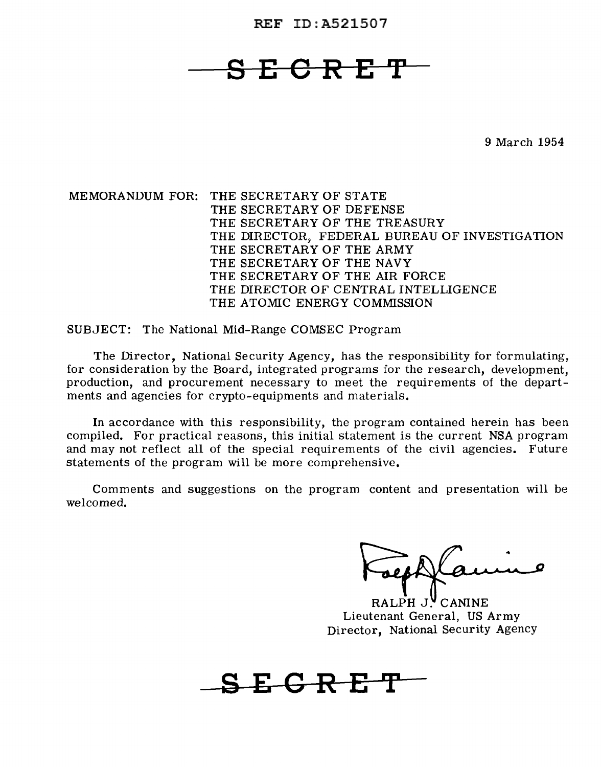REF ID:A521507

~~SECRET~~

9 March 1954

MEMORANDUM FOR: THE SECRETARY OF STATE
THE SECRETARY OF DEFENSE
THE SECRETARY OF THE TREASURY
THE DIRECTOR, FEDERAL BUREAU OF INVESTIGATION
THE SECRETARY OF THE ARMY
THE SECRETARY OF THE NAVY
THE SECRETARY OF THE AIR FORCE
THE DIRECTOR OF CENTRAL INTELLIGENCE
THE ATOMIC ENERGY COMMISSION

SUBJECT: The National Mid-Range COMSEC Program

The Director, National Security Agency, has the responsibility for formulating, for consideration by the Board, integrated programs for the research, development, production, and procurement necessary to meet the requirements of the departments and agencies for crypto-equipments and materials.

In accordance with this responsibility, the program contained herein has been compiled. For practical reasons, this initial statement is the current NSA program and may not reflect all of the special requirements of the civil agencies. Future statements of the program will be more comprehensive.

Comments and suggestions on the program content and presentation will be welcomed.

RALPH J. CANINE
Lieutenant General, US Army
Director, National Security Agency

~~SECRET~~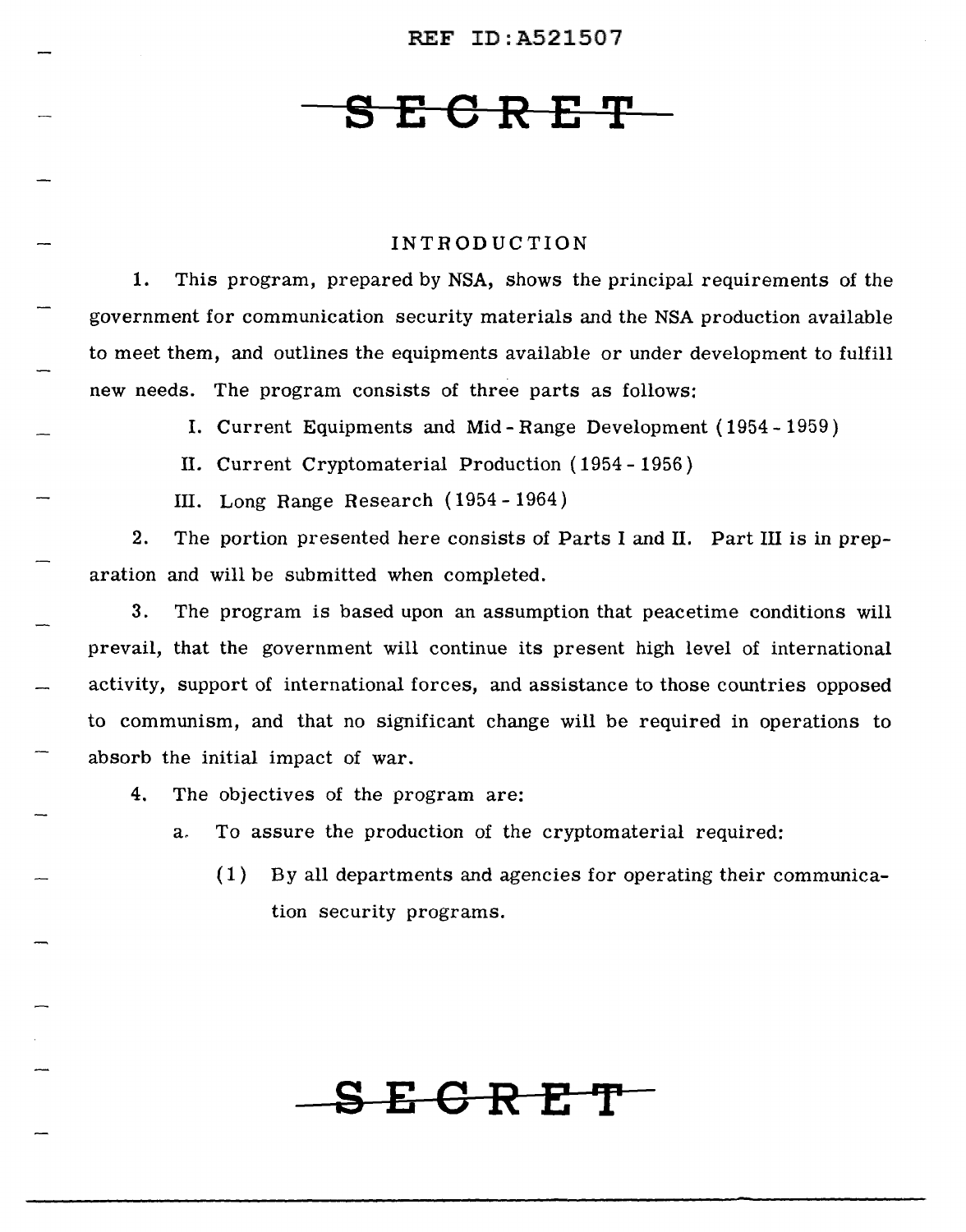## INTRODUCTION

1. This program, prepared by NSA, shows the principal requirements of the government for communication security materials and the NSA production available to meet them, and outlines the equipments available or under development to fulfill new needs. The program consists of three parts as follows:

   I. Current Equipments and Mid-Range Development (1954 - 1959)

   II. Current Cryptomaterial Production (1954 - 1956)

   III. Long Range Research (1954 - 1964)

2. The portion presented here consists of Parts I and II. Part III is in preparation and will be submitted when completed.

3. The program is based upon an assumption that peacetime conditions will prevail, that the government will continue its present high level of international activity, support of international forces, and assistance to those countries opposed to communism, and that no significant change will be required in operations to absorb the initial impact of war.

4. The objectives of the program are:

   a. To assure the production of the cryptomaterial required:

      (1) By all departments and agencies for operating their communication security programs.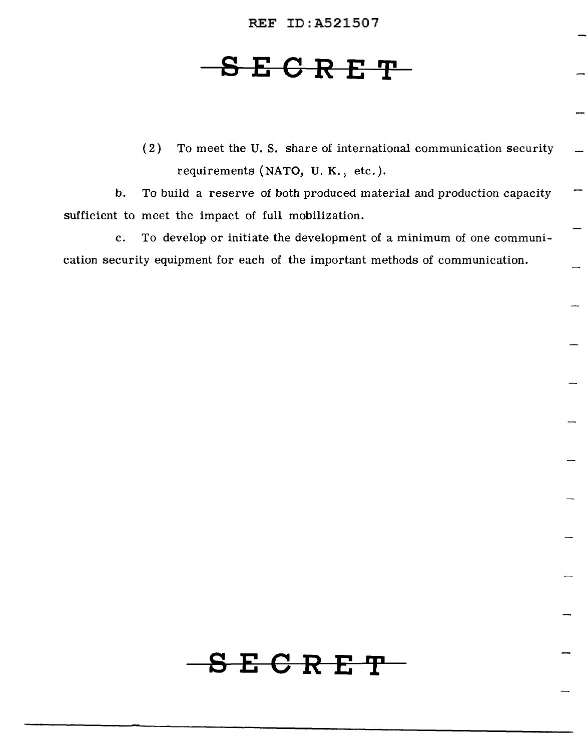(2) To meet the U. S. share of international communication security requirements (NATO, U. K., etc.).

b. To build a reserve of both produced material and production capacity sufficient to meet the impact of full mobilization.

c. To develop or initiate the development of a minimum of one communication security equipment for each of the important methods of communication.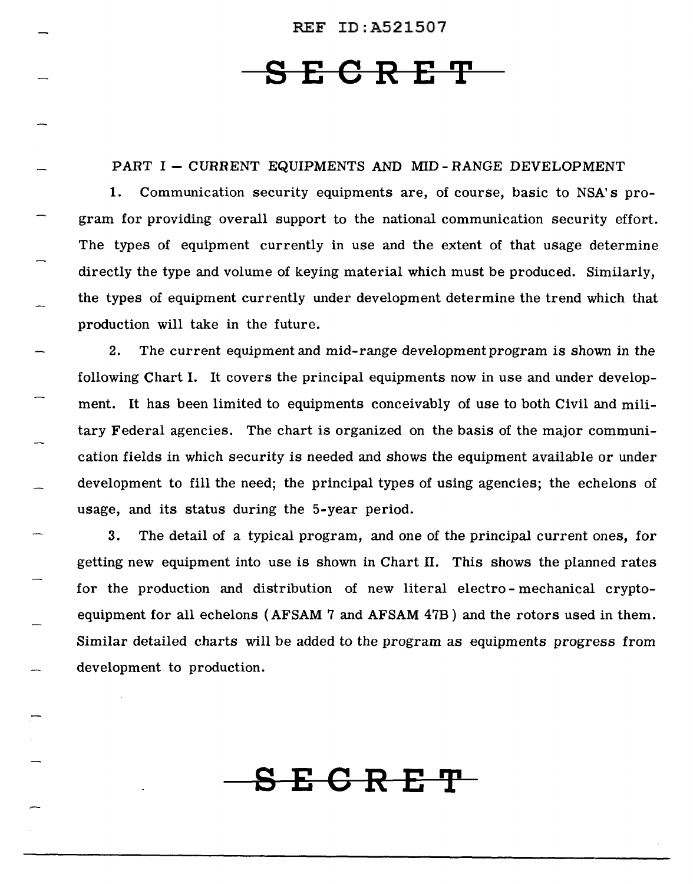## PART I – CURRENT EQUIPMENTS AND MID-RANGE DEVELOPMENT

1. Communication security equipments are, of course, basic to NSA's program for providing overall support to the national communication security effort. The types of equipment currently in use and the extent of that usage determine directly the type and volume of keying material which must be produced. Similarly, the types of equipment currently under development determine the trend which that production will take in the future.

2. The current equipment and mid-range development program is shown in the following Chart I. It covers the principal equipments now in use and under development. It has been limited to equipments conceivably of use to both Civil and military Federal agencies. The chart is organized on the basis of the major communication fields in which security is needed and shows the equipment available or under development to fill the need; the principal types of using agencies; the echelons of usage, and its status during the 5-year period.

3. The detail of a typical program, and one of the principal current ones, for getting new equipment into use is shown in Chart II. This shows the planned rates for the production and distribution of new literal electro-mechanical crypto-equipment for all echelons (AFSAM 7 and AFSAM 47B) and the rotors used in them. Similar detailed charts will be added to the program as equipments progress from development to production.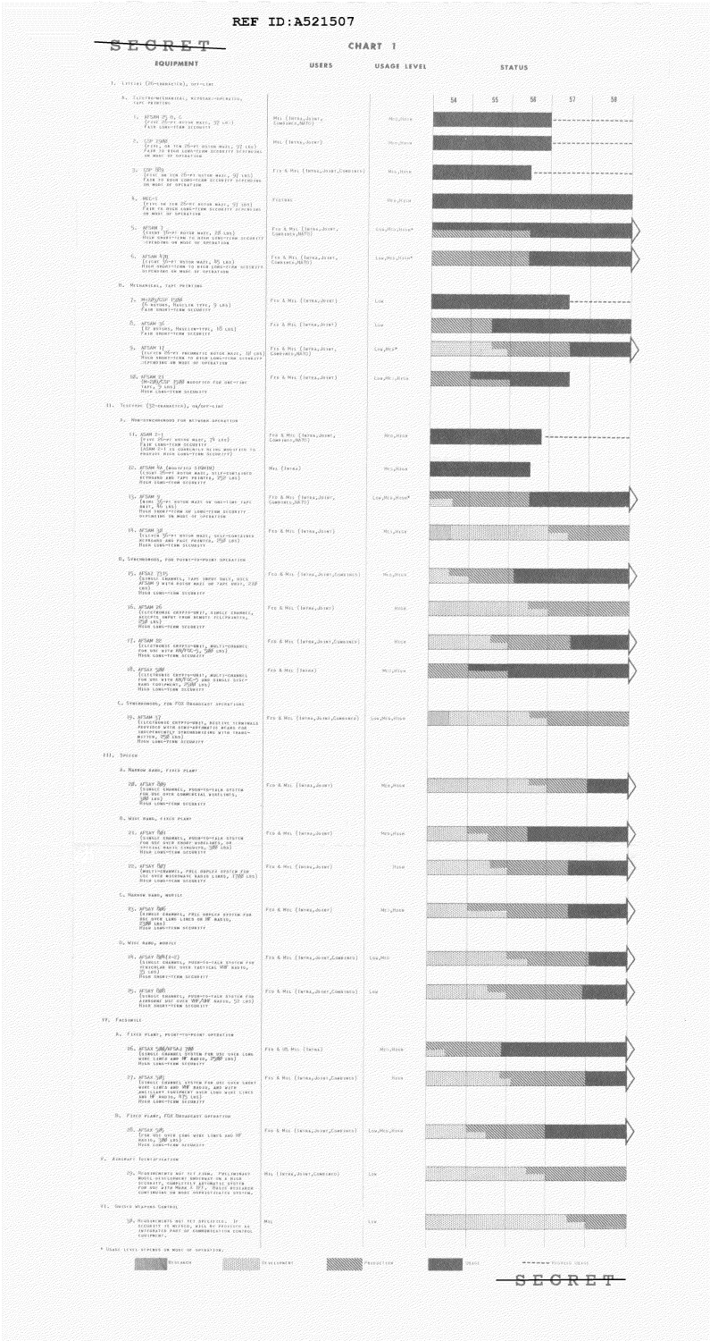REF ID:A521507

SECRET

CHART 1

| EQUIPMENT | USERS | USAGE LEVEL | STATUS |
|---|---|---|---|
| I. LITERAL (26-CHARACTER), OFF-LINE | | | |
| A. ELECTRO-MECHANICAL, KEYBOARD-OPERATED, TAPE PRINTING | | | |
| 1. AFSAM 7, B, C (FIVE 26-PT ROTOR MAZE, 97 LBS) FAIR LONG-TERM SECURITY | MIL (INTRA, JOINT, COMBINED, NATO) | MED, HIGH | |
| 2. CSP 2900 (FIVE, OR TEN 26-PT ROTOR MAZE, 97 LBS) FAIR TO HIGH LONG-TERM SECURITY DEPENDING ON MODE OF OPERATION | MIL (INTRA, JOINT) | MED, HIGH | |
| 3. CSP 889 (FIVE OR TEN 26-PT ROTOR MAZE, 97 LBS) FAIR TO HIGH LONG-TERM SECURITY DEPENDING ON MODE OF OPERATION | FED & MIL (INTRA, JOINT, COMBINED) | MED, HIGH | |
| 4. MCC-1 (FIVE OR TEN 26-PT ROTOR MAZE, 97 LBS) FAIR TO HIGH LONG-TERM SECURITY DEPENDING ON MODE OF OPERATION | FEDERAL | MED, HIGH | |
| 5. AFSAM 7 (EIGHT 36-PT ROTOR MAZE, 28 LBS) HIGH SHORT-TERM TO HIGH LONG-TERM SECURITY DEPENDING ON MODE OF OPERATION | FED & MIL (INTRA, JOINT, COMBINED, NATO) | LOW, MED, HIGH* | |
| 6. AFSAM 47B (EIGHT 36-PT ROTOR MAZE, 85 LBS) HIGH SHORT-TERM TO HIGH LONG-TERM SECURITY DEPENDING ON MODE OF OPERATION | FED & MIL (INTRA, JOINT, COMBINED, NATO) | LOW, MED, HIGH* | |
| B. MECHANICAL, TAPE PRINTING | | | |
| 7. M-209/CSP 1500 (6 ROTORS, HAGELIN-TYPE, 9 LBS) FAIR SHORT-TERM SECURITY | FED & MIL (INTRA, JOINT) | LOW | |
| 8. AFSAM 36 (12 ROTORS, HAGELIN-TYPE, 18 LBS) FAIR SHORT-TERM SECURITY | FED & MIL (INTRA, JOINT) | LOW | |
| 9. AFSAM 17 (ELEVEN 26-PT PNEUMATIC ROTOR MAZE, 18 LBS) HIGH SHORT-TERM TO HIGH LONG-TERM SECURITY DEPENDING ON MODE OF OPERATION | FED & MIL (INTRA, JOINT, COMBINED, NATO) | LOW, MED* | |
| 10. AFSAM 33 (M-209/CSP 1500 MODIFIED FOR ONE-TIME TAPE, 5 LBS) HIGH LONG-TERM SECURITY | FED & MIL (INTRA, JOINT) | LOW, MED, HIGH | |
| II. TELETYPE (32-CHARACTER), ON/OFF-LINE | | | |
| A. NON-SYNCHRONOUS FOR NETWORK OPERATION | | | |
| 11. ASAM 2-1 (FIVE 26-PT ROTOR MAZE, 74 LBS) FAIR LONG-TERM SECURITY (ASAM 2-1 IS CURRENTLY BEING MODIFIED TO PROVIDE HIGH LONG-TERM SECURITY) | FED & MIL (INTRA, JOINT, COMBINED, NATO) | MED, HIGH | |
| 12. AFSAM 4A (MODIFIED SIGABA) (EIGHT 26-PT ROTOR MAZE, SELF-CONTAINED KEYBOARD AND TAPE PRINTER, 350 LBS) HIGH LONG-TERM SECURITY | MIL (INTRA) | MED, HIGH | |
| 13. AFSAM 9 (NINE 36-PT ROTOR MAZE OR ONE-TIME TAPE UNIT, 86 LBS) HIGH SHORT-TERM OR LONG-TERM SECURITY DEPENDING ON MODE OF OPERATION | FED & MIL (INTRA, JOINT, COMBINED, NATO) | LOW, MED, HIGH* | |
| 14. AFSAM 38 (ELEVEN 36-PT ROTOR MAZE, SELF-CONTAINED KEYBOARD AND PAGE PRINTER, 250 LBS) HIGH LONG-TERM SECURITY | FED & MIL (INTRA, JOINT) | MED, HIGH | |
| B. SYNCHRONOUS, FOR POINT-TO-POINT OPERATION | | | |
| 15. AFSAZ 7375 (SINGLE CHANNEL, TAPE INPUT ONLY, USES AFSAM 9 WITH ROTOR MAZE OR TAPE UNIT, 230 LBS) HIGH LONG-TERM SECURITY | FED & MIL (INTRA, JOINT, COMBINED) | MED, HIGH | |
| 16. AFSAM 26 (ELECTRONIC CRYPTO-UNIT, SINGLE CHANNEL, ACCEPTS INPUT FROM REMOTE TELEPRINTER, 250 LBS) HIGH LONG-TERM SECURITY | FED & MIL (INTRA, JOINT) | HIGH | |
| 17. AFSAM 32 (ELECTRONIC CRYPTO-UNIT, MULTI-CHANNEL FOR USE WITH AN/FGC-5, 500 LBS) HIGH LONG-TERM SECURITY | FED & MIL (INTRA, JOINT, COMBINED) | HIGH | |
| 18. AFSAX 500 (ELECTRONIC CRYPTO-UNIT, MULTI-CHANNEL FOR USE WITH AN/FGC-5 AND SINGLE SIDE-BAND EQUIPMENT, 2500 LBS) HIGH LONG-TERM SECURITY | FED & MIL (INTRA) | MED, HIGH | |
| C. SYNCHRONOUS, FOR FOX BROADCAST OPERATIONS | | | |
| 19. AFSAM 57 (ELECTRONIC CRYPTO-UNIT, RECEIVE TERMINALS PROVIDED WITH SEMI-AUTOMATIC MEANS FOR INDEPENDENTLY SYNCHRONIZING WITH TRANSMITTER, 250 LBS) HIGH LONG-TERM SECURITY | FED & MIL (INTRA, JOINT, COMBINED) | LOW, MED, HIGH | |
| III. SPEECH | | | |
| A. NARROW BAND, FIXED PLANT | | | |
| 20. AFSAY 809 (SINGLE CHANNEL, PUSH-TO-TALK SYSTEM FOR USE OVER COMMERCIAL WIRELINES, 380 LBS) HIGH LONG-TERM SECURITY | FED & MIL (INTRA, JOINT) | MED, HIGH | |
| B. WIDE BAND, FIXED PLANT | | | |
| 21. AFSAY 801 (SINGLE CHANNEL, PUSH-TO-TALK SYSTEM FOR USE OVER SHORT WIRELINES, OR SPECIAL RADIO CIRCUITS, 380 LBS) HIGH LONG-TERM SECURITY | FED & MIL (INTRA, JOINT) | MED, HIGH | |
| 22. AFSAY 803 (MULTI-CHANNEL, FULL DUPLEX SYSTEM FOR USE OVER MICROWAVE RADIO LINKS, 1700 LBS) HIGH LONG-TERM SECURITY | FED & MIL (INTRA, JOINT) | HIGH | |
| C. NARROW BAND, MOBILE | | | |
| 23. AFSAY 806 (SINGLE CHANNEL, FULL DUPLEX SYSTEM FOR USE OVER LONG LINES OR HF RADIO, 2300 LBS) HIGH LONG-TERM SECURITY | FED & MIL (INTRA, JOINT) | MED, HIGH | |
| D. WIDE BAND, MOBILE | | | |
| 24. AFSAY 804(X-2) (SINGLE CHANNEL, PUSH-TO-TALK SYSTEM FOR VEHICULAR USE OVER TACTICAL VHF RADIO, 35 LBS) HIGH SHORT-TERM SECURITY | FED & MIL (INTRA, JOINT, COMBINED) | LOW, MED | |
| 25. AFSAY 805 (SINGLE CHANNEL, PUSH-TO-TALK SYSTEM FOR AIRBORNE USE OVER VHF/UHF RADIO, 50 LBS) HIGH SHORT-TERM SECURITY | FED & MIL (INTRA, JOINT, COMBINED) | LOW | |
| IV. FACSIMILE | | | |
| A. FIXED PLANT, POINT-TO-POINT OPERATION | | | |
| 26. AFSAX 500/AFSAJ 700 (SINGLE CHANNEL SYSTEM FOR USE OVER LONG WIRE LINES AND HF RADIO, 2500 LBS) HIGH LONG-TERM SECURITY | FED & US MIL (INTRA) | MED, HIGH | |
| 27. AFSAX 501 (SINGLE CHANNEL SYSTEM FOR USE OVER SHORT WIRE LINES AND VHF RADIO, AND WITH ANCILLARY EQUIPMENT OVER LONG WIRE LINES AND HF RADIO, 875 LBS) HIGH LONG-TERM SECURITY | FED & MIL (INTRA, JOINT, COMBINED) | HIGH | |
| B. FIXED PLANT, FOX BROADCAST OPERATION | | | |
| 28. AFSAX 505 (FOR USE OVER LONG WIRE LINES AND HF RADIO, 380 LBS) HIGH LONG-TERM SECURITY | FED & MIL (INTRA, JOINT, COMBINED) | LOW, MED, HIGH | |
| V. AIRCRAFT IDENTIFICATION | | | |
| 29. REQUIREMENTS NOT YET FIRM. PRELIMINARY MODEL DEVELOPMENT UNDERWAY ON A HIGH SECURITY, COMPLETELY AUTOMATIC SYSTEM FOR USE WITH MARK X IFF. BASIC RESEARCH CONTINUING ON MORE SOPHISTICATED SYSTEM. | MIL (INTRA, JOINT, COMBINED) | LOW | |
| VI. GUIDED WEAPONS CONTROL | | | |
| 30. REQUIREMENTS NOT YET SPECIFIED. IF SECURITY IS NEEDED, WILL BE PROVIDED AS INTEGRATED PART OF COMMUNICATION CONTROL EQUIPMENT. | MIL | LOW | |

STATUS years: 54, 55, 56, 57, 58

\* USAGE LEVEL DEPENDS ON MODE OF OPERATION.

Legend: RESEARCH; DEVELOPMENT; PRODUCTION; USAGE; - - - - - REDUCED USAGE

SECRET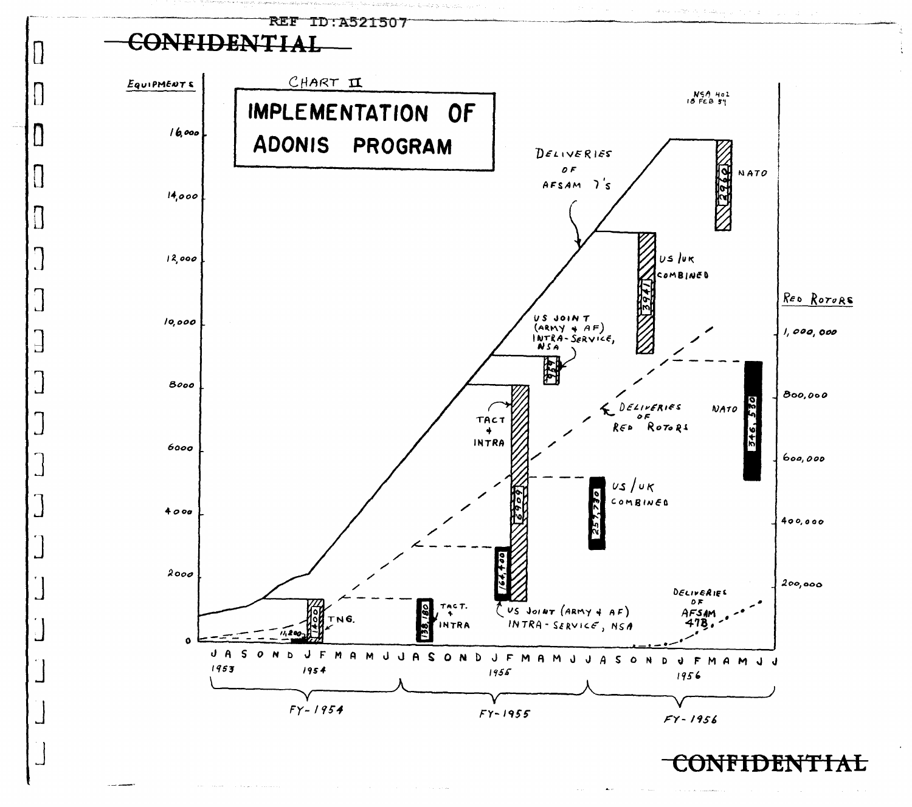CONFIDENTIAL

CHART II

# IMPLEMENTATION OF ADONIS PROGRAM

NSA 402
18 FEB 54

Equipments

16,000
14,000
12,000
10,000
8000
6000
4000
2000
0

Red Rotors

1,000,000
800,000
600,000
400,000
200,000

Deliveries of AFSAM 7's

Deliveries of Red Rotors

Deliveries of AFSAM 478

TNG. 11,200 — 1400

TACT. + INTRA 138,180

TACT + INTRA 6909

US JOINT (ARMY + AF) INTRA-SERVICE, NSA 164,400

US JOINT (ARMY + AF) INTRA-SERVICE, NSA 929

US/UK COMBINED 3941

US/UK COMBINED 257,730

NATO 2960

NATO 346,530

J A S O N D J F M A M J J A S O N D J F M A M J J A S O N D J F M A M J J

1953 1954 1955 1956

FY-1954 FY-1955 FY-1956

CONFIDENTIAL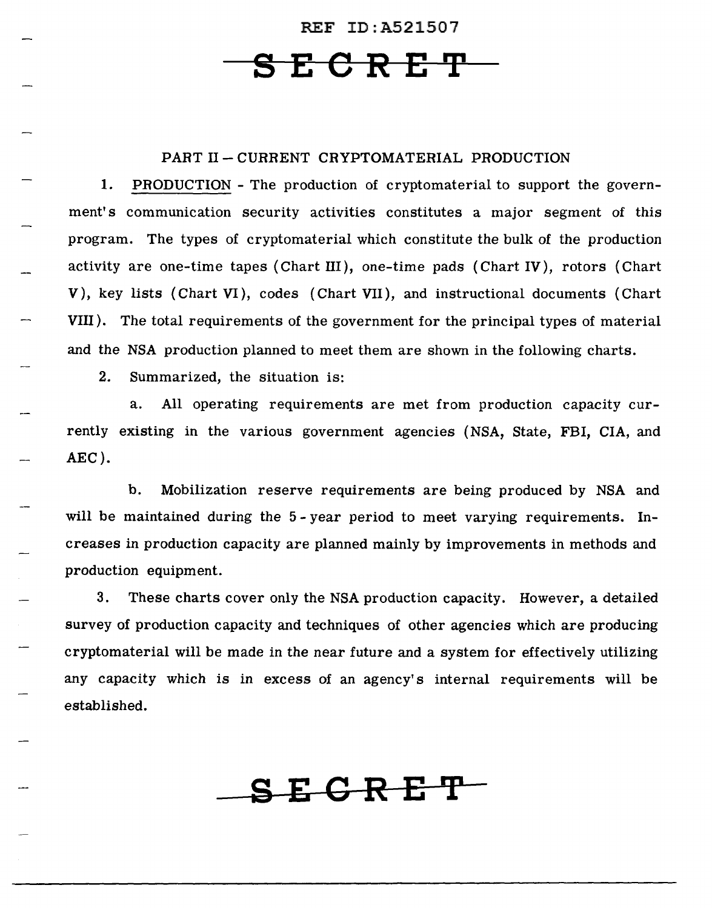## PART II – CURRENT CRYPTOMATERIAL PRODUCTION

1. PRODUCTION - The production of cryptomaterial to support the government's communication security activities constitutes a major segment of this program. The types of cryptomaterial which constitute the bulk of the production activity are one-time tapes (Chart III), one-time pads (Chart IV), rotors (Chart V), key lists (Chart VI), codes (Chart VII), and instructional documents (Chart VIII). The total requirements of the government for the principal types of material and the NSA production planned to meet them are shown in the following charts.

2. Summarized, the situation is:

   a. All operating requirements are met from production capacity currently existing in the various government agencies (NSA, State, FBI, CIA, and AEC).

   b. Mobilization reserve requirements are being produced by NSA and will be maintained during the 5-year period to meet varying requirements. Increases in production capacity are planned mainly by improvements in methods and production equipment.

3. These charts cover only the NSA production capacity. However, a detailed survey of production capacity and techniques of other agencies which are producing cryptomaterial will be made in the near future and a system for effectively utilizing any capacity which is in excess of an agency's internal requirements will be established.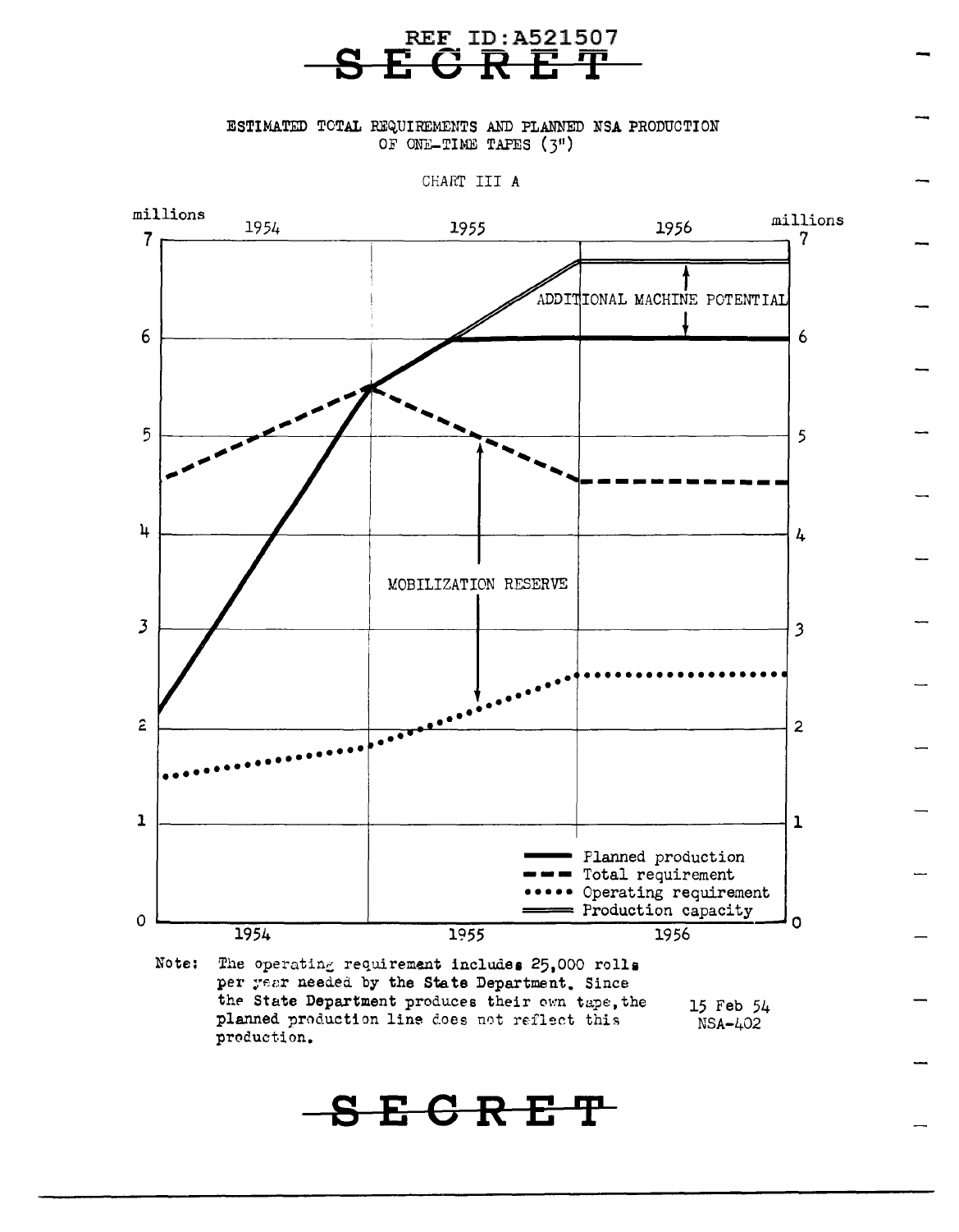REF ID:A521507

SECRET

ESTIMATED TOTAL REQUIREMENTS AND PLANNED NSA PRODUCTION OF ONE-TIME TAPES (3")

CHART III A

Note: The operating requirement includes 25,000 rolls per year needed by the State Department. Since the State Department produces their own tape, the planned production line does not reflect this production.

15 Feb 54
NSA-402

SECRET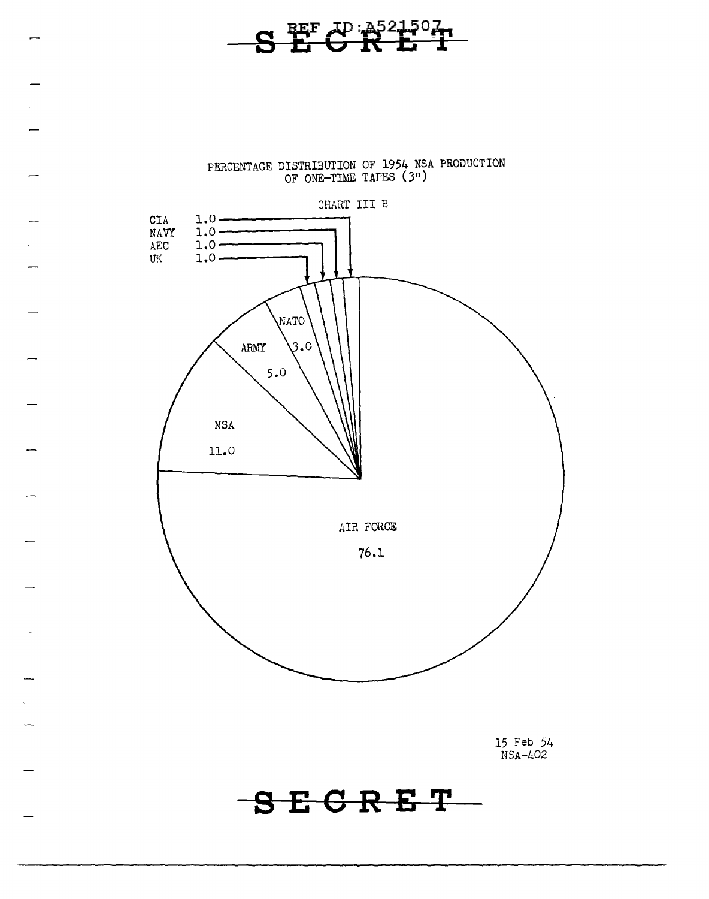SECRET

REF ID:A521507

PERCENTAGE DISTRIBUTION OF 1954 NSA PRODUCTION OF ONE-TIME TAPES (3")

CHART III B

| Recipient | Percentage |
|---|---|
| CIA | 1.0 |
| NAVY | 1.0 |
| AEC | 1.0 |
| UK | 1.0 |
| NATO | 3.0 |
| ARMY | 5.0 |
| NSA | 11.0 |
| AIR FORCE | 76.1 |

15 Feb 54
NSA-402

SECRET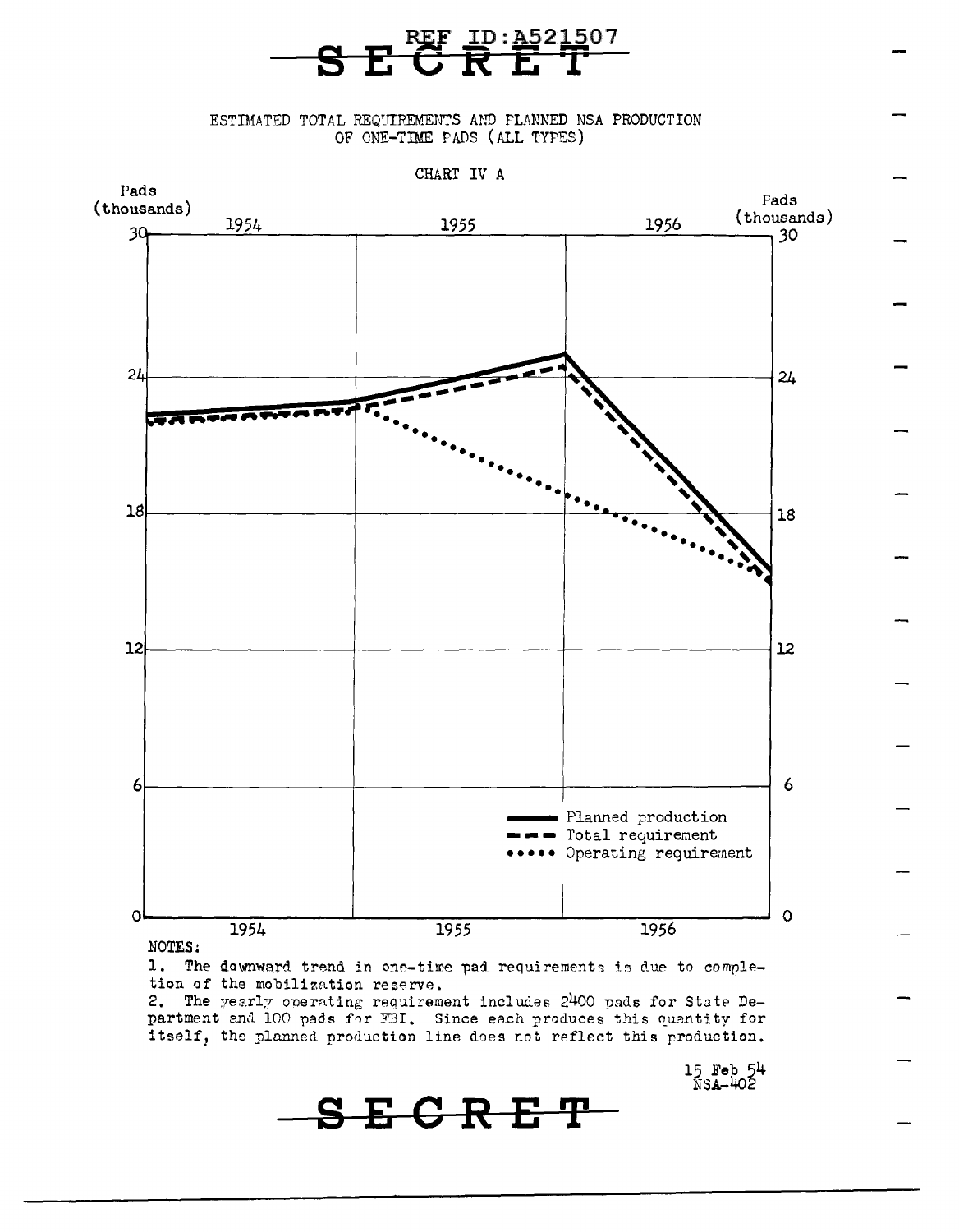SECRET

ESTIMATED TOTAL REQUIREMENTS AND PLANNED NSA PRODUCTION OF ONE-TIME PADS (ALL TYPES)

CHART IV A

NOTES:

1. The downward trend in one-time pad requirements is due to completion of the mobilization reserve.
2. The yearly operating requirement includes 2400 pads for State Department and 100 pads for FBI. Since each produces this quantity for itself, the planned production line does not reflect this production.

15 Feb 54
NSA-402

SECRET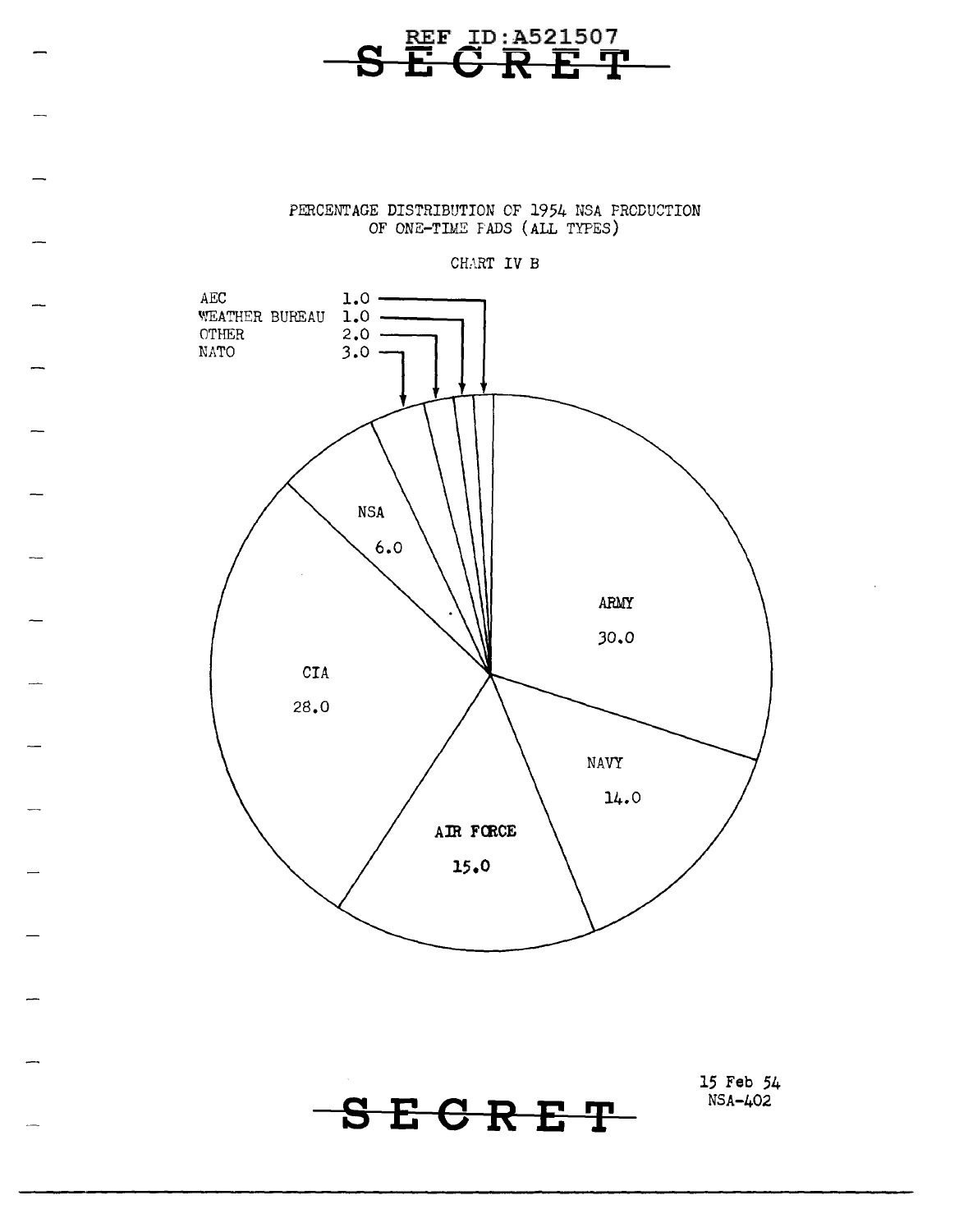PERCENTAGE DISTRIBUTION OF 1954 NSA PRODUCTION OF ONE-TIME PADS (ALL TYPES)

CHART IV B

| Recipient | Percentage |
| --- | --- |
| ARMY | 30.0 |
| CIA | 28.0 |
| AIR FORCE | 15.0 |
| NAVY | 14.0 |
| NSA | 6.0 |
| NATO | 3.0 |
| OTHER | 2.0 |
| WEATHER BUREAU | 1.0 |
| AEC | 1.0 |

15 Feb 54
NSA-402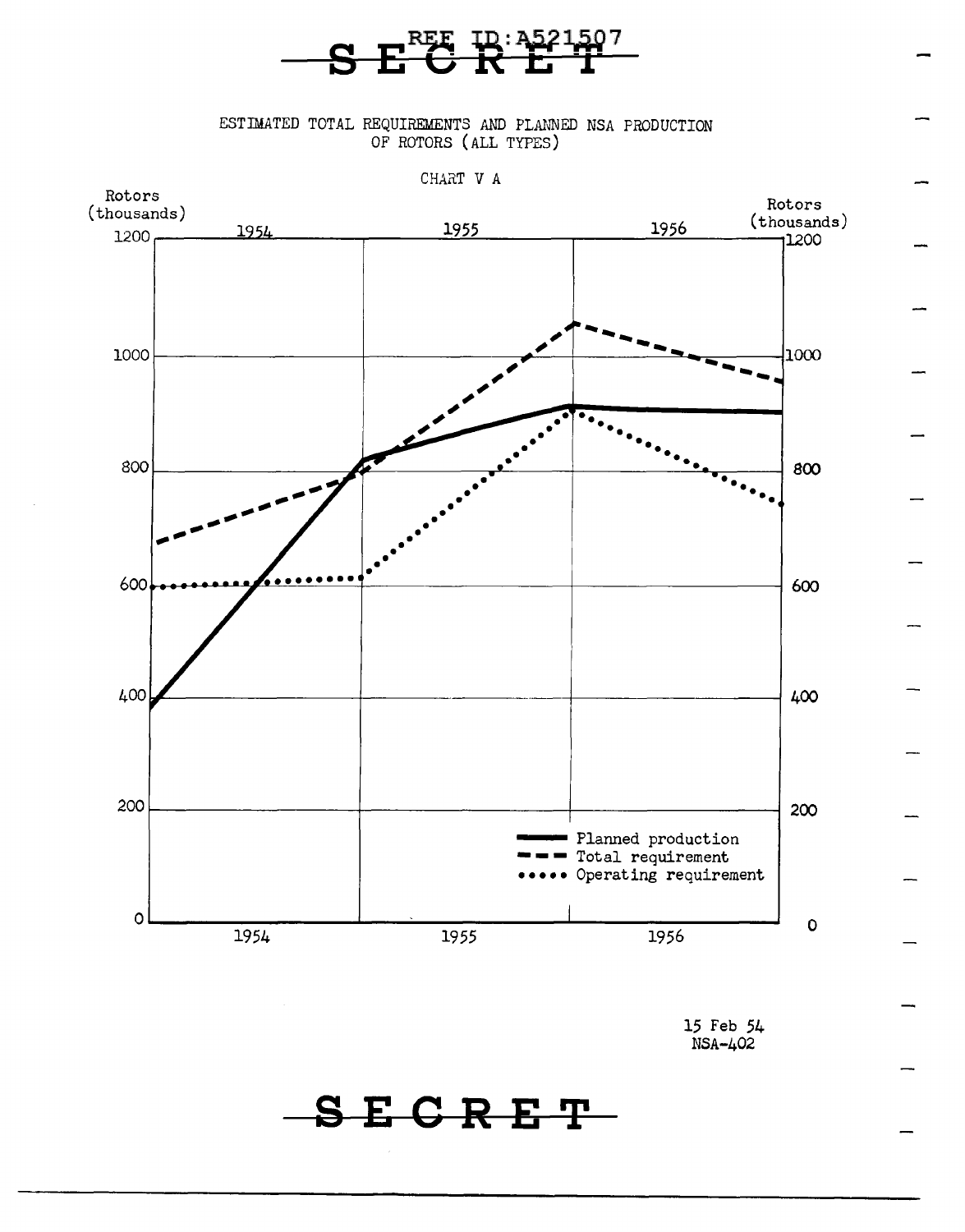SECRET

ESTIMATED TOTAL REQUIREMENTS AND PLANNED NSA PRODUCTION OF ROTORS (ALL TYPES)

CHART V A

Rotors (thousands)

1954 | 1955 | 1956

1200, 1000, 800, 600, 400, 200, 0

Planned production
Total requirement
Operating requirement

15 Feb 54
NSA-402

SECRET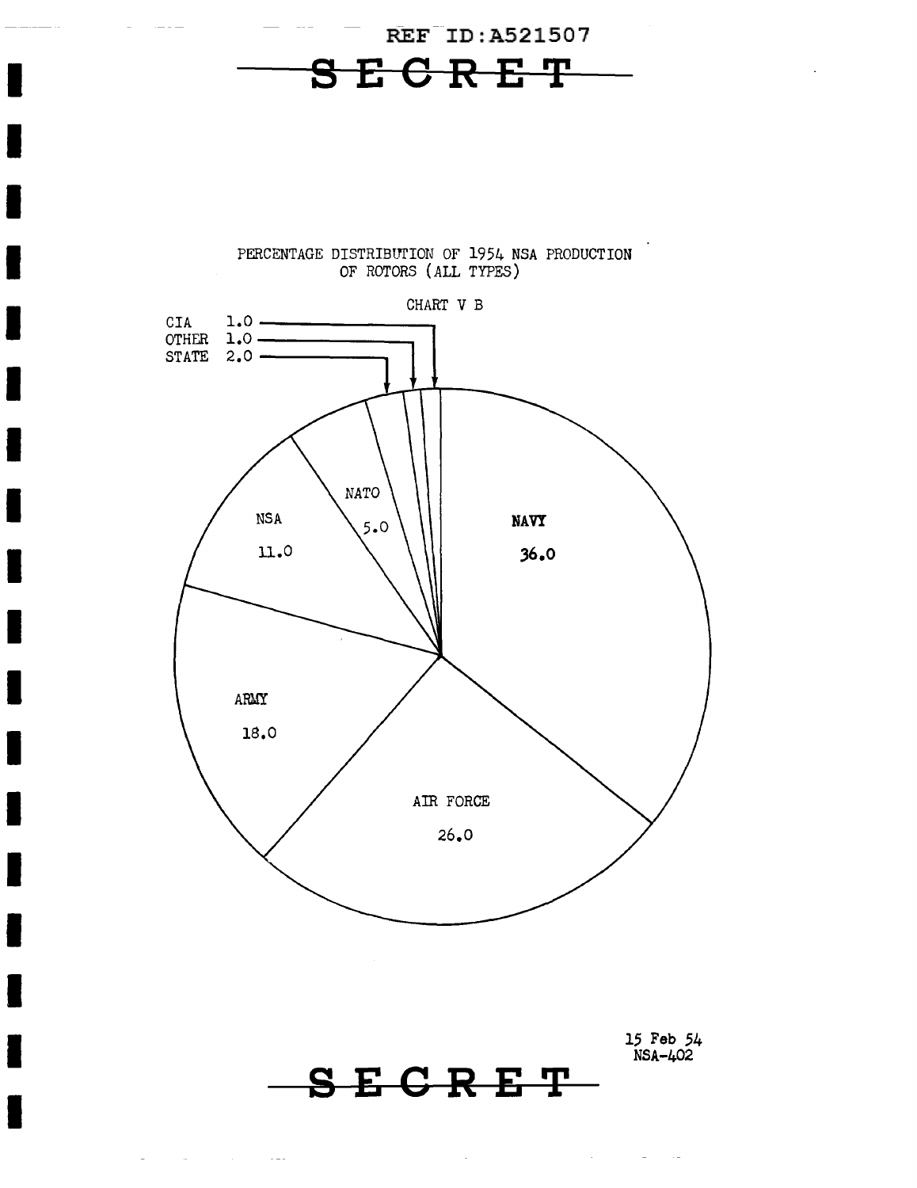REF ID:A521507

SECRET

PERCENTAGE DISTRIBUTION OF 1954 NSA PRODUCTION OF ROTORS (ALL TYPES)

CHART V B

| Recipient | Percentage |
|---|---|
| NAVY | 36.0 |
| AIR FORCE | 26.0 |
| ARMY | 18.0 |
| NSA | 11.0 |
| NATO | 5.0 |
| STATE | 2.0 |
| OTHER | 1.0 |
| CIA | 1.0 |

15 Feb 54
NSA-402

SECRET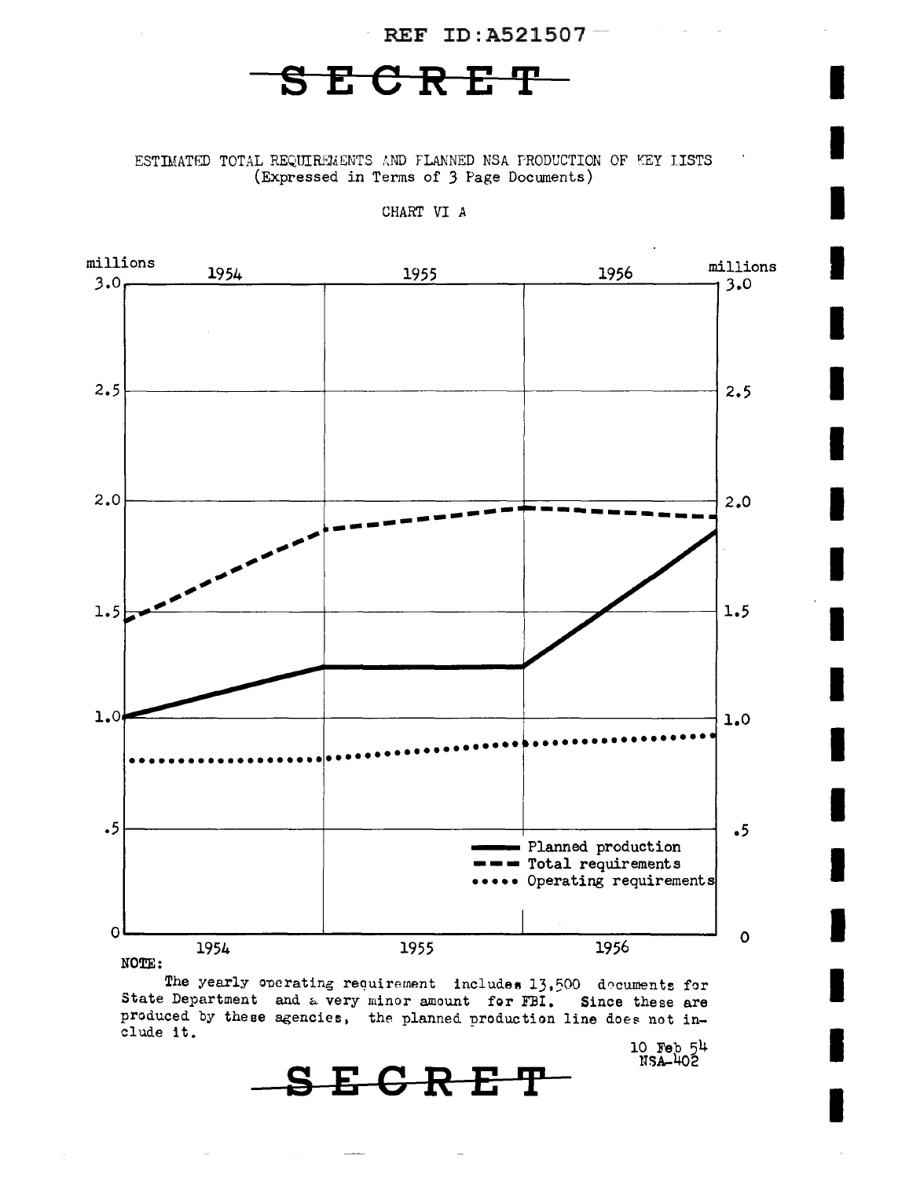SECRET

ESTIMATED TOTAL REQUIREMENTS AND PLANNED NSA PRODUCTION OF KEY LISTS
(Expressed in Terms of 3 Page Documents)

CHART VI A

millions

3.0

2.5

2.0

1.5

1.0

.5

0

1954 1955 1956

Planned production
Total requirements
Operating requirements

NOTE:

The yearly operating requirement includes 13,500 documents for State Department and a very minor amount for FBI. Since these are produced by these agencies, the planned production line does not include it.

10 Feb 54
NSA-402

SECRET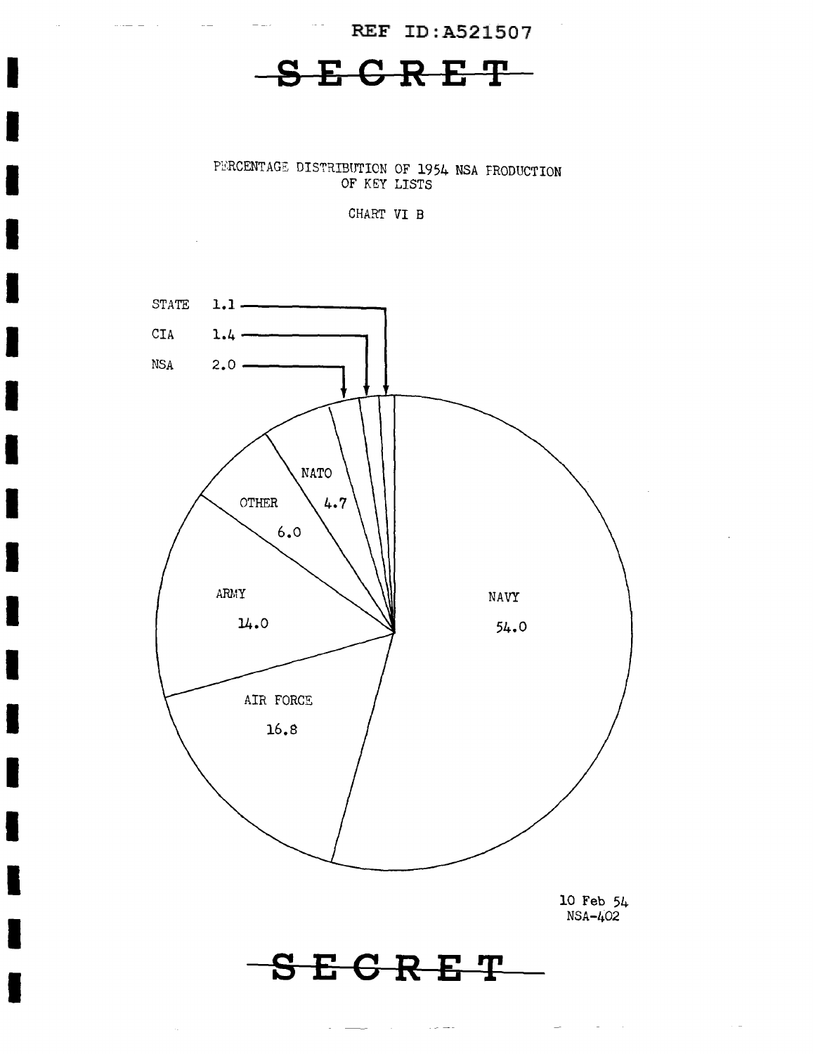SECRET

PERCENTAGE DISTRIBUTION OF 1954 NSA PRODUCTION OF KEY LISTS

CHART VI B

| Agency | Percentage |
| --- | --- |
| NAVY | 54.0 |
| AIR FORCE | 16.8 |
| ARMY | 14.0 |
| OTHER | 6.0 |
| NATO | 4.7 |
| NSA | 2.0 |
| CIA | 1.4 |
| STATE | 1.1 |

10 Feb 54
NSA-402

SECRET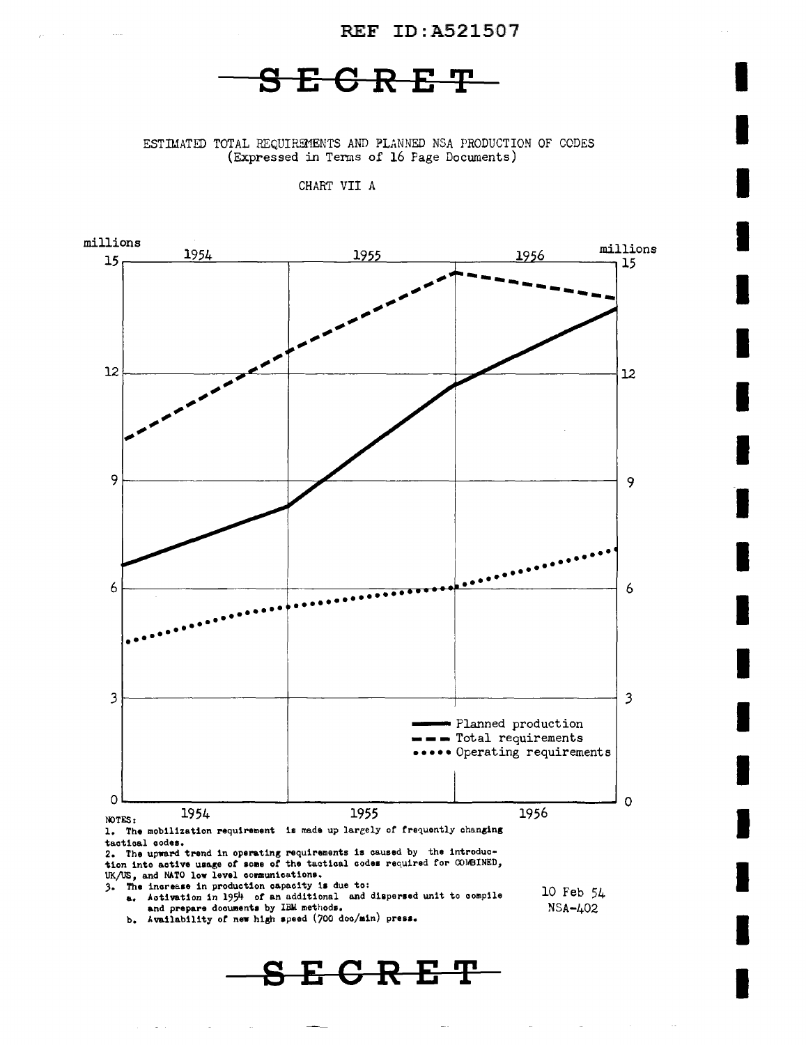REF ID:A521507

SECRET

ESTIMATED TOTAL REQUIREMENTS AND PLANNED NSA PRODUCTION OF CODES
(Expressed in Terms of 16 Page Documents)

CHART VII A

millions

Planned production
Total requirements
Operating requirements

NOTES:

1. The mobilization requirement is made up largely of frequently changing tactical codes.
2. The upward trend in operating requirements is caused by the introduction into active usage of some of the tactical codes required for COMBINED, UK/US, and NATO low level communications.
3. The increase in production capacity is due to:
   a. Activation in 1954 of an additional and dispersed unit to compile and prepare documents by IBM methods.
   b. Availability of new high speed (700 doc/min) press.

10 Feb 54
NSA-402

SECRET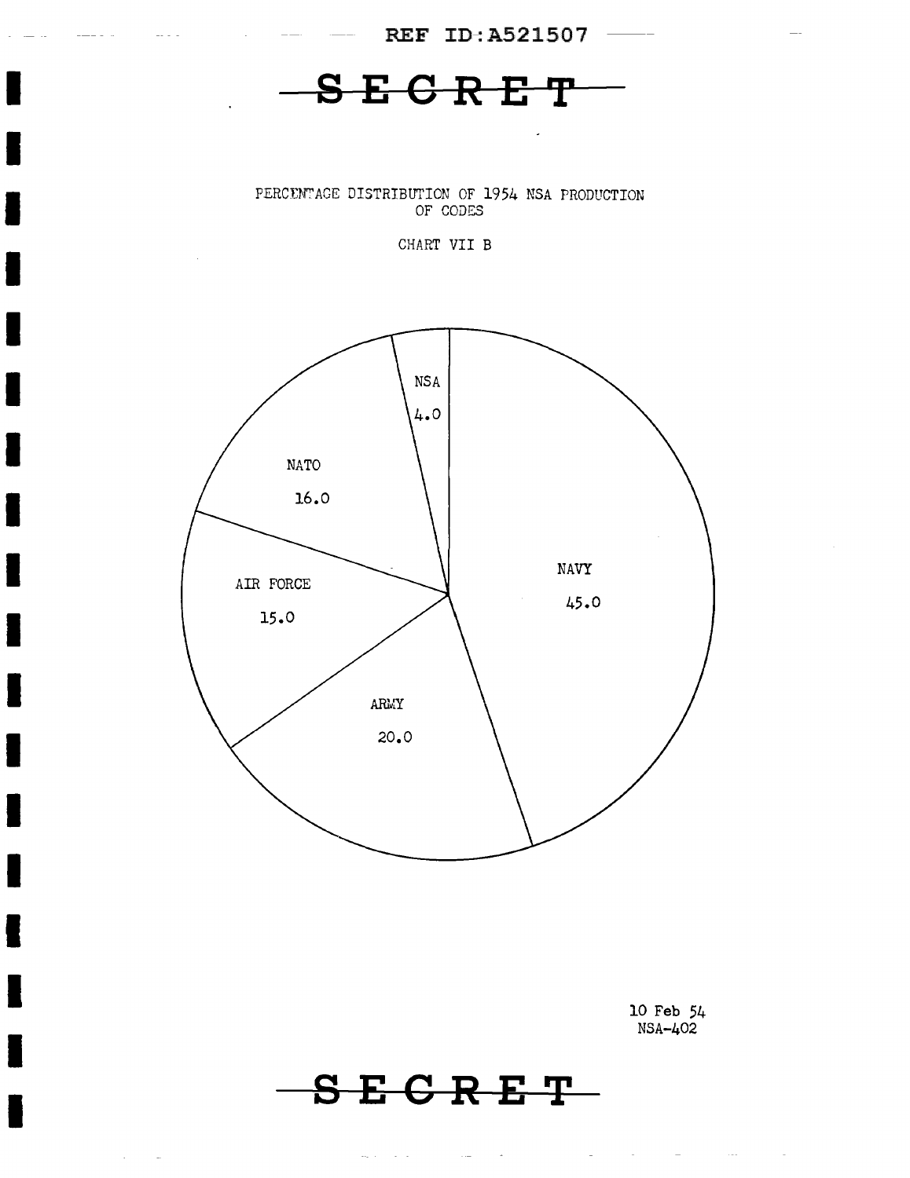REF ID:A521507

SECRET

PERCENTAGE DISTRIBUTION OF 1954 NSA PRODUCTION OF CODES

CHART VII B

| Category | Percentage |
|---|---|
| NSA | 4.0 |
| NATO | 16.0 |
| AIR FORCE | 15.0 |
| ARMY | 20.0 |
| NAVY | 45.0 |

10 Feb 54
NSA-402

SECRET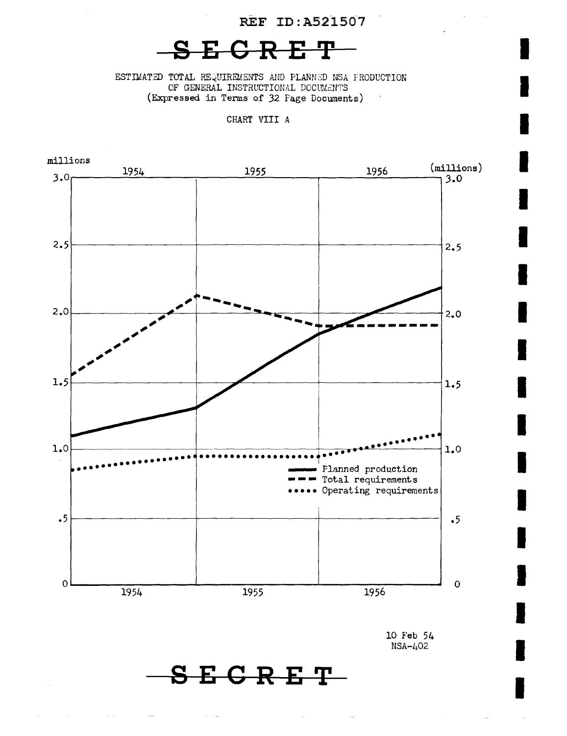SECRET

ESTIMATED TOTAL REQUIREMENTS AND PLANNED NSA PRODUCTION
OF GENERAL INSTRUCTIONAL DOCUMENTS
(Expressed in Terms of 32 Page Documents)

CHART VIII A

millions

| | 1954 | 1955 | 1956 | (millions) |
|---|---|---|---|---|
| 3.0 | | | | 3.0 |
| 2.5 | | | | 2.5 |
| 2.0 | | | | 2.0 |
| 1.5 | | | | 1.5 |
| 1.0 | | | | 1.0 |
| .5 | | | | .5 |
| 0 | 1954 | 1955 | 1956 | 0 |

Legend:
- Planned production (solid line)
- Total requirements (dashed line)
- Operating requirements (dotted line)

10 Feb 54
NSA-402

SECRET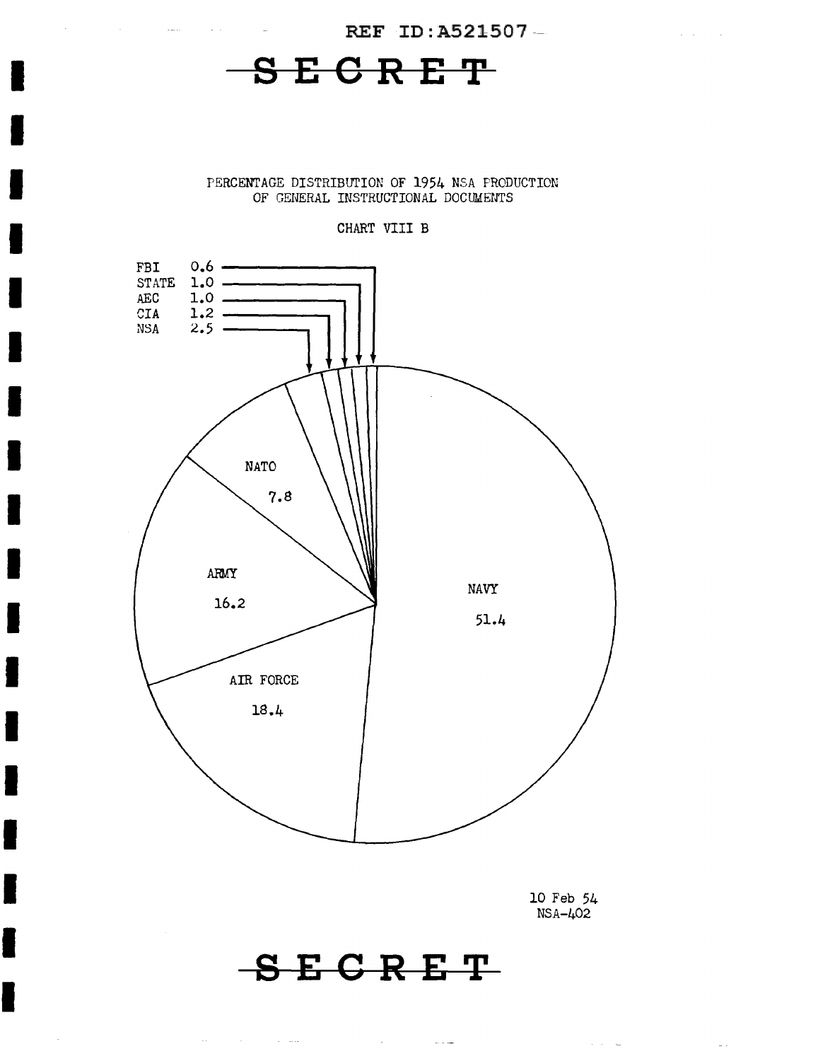REF ID:A521507

SECRET

PERCENTAGE DISTRIBUTION OF 1954 NSA PRODUCTION OF GENERAL INSTRUCTIONAL DOCUMENTS

CHART VIII B

| Agency | Percent |
| --- | --- |
| FBI | 0.6 |
| STATE | 1.0 |
| AEC | 1.0 |
| CIA | 1.2 |
| NSA | 2.5 |
| NATO | 7.8 |
| ARMY | 16.2 |
| AIR FORCE | 18.4 |
| NAVY | 51.4 |

10 Feb 54
NSA-402

SECRET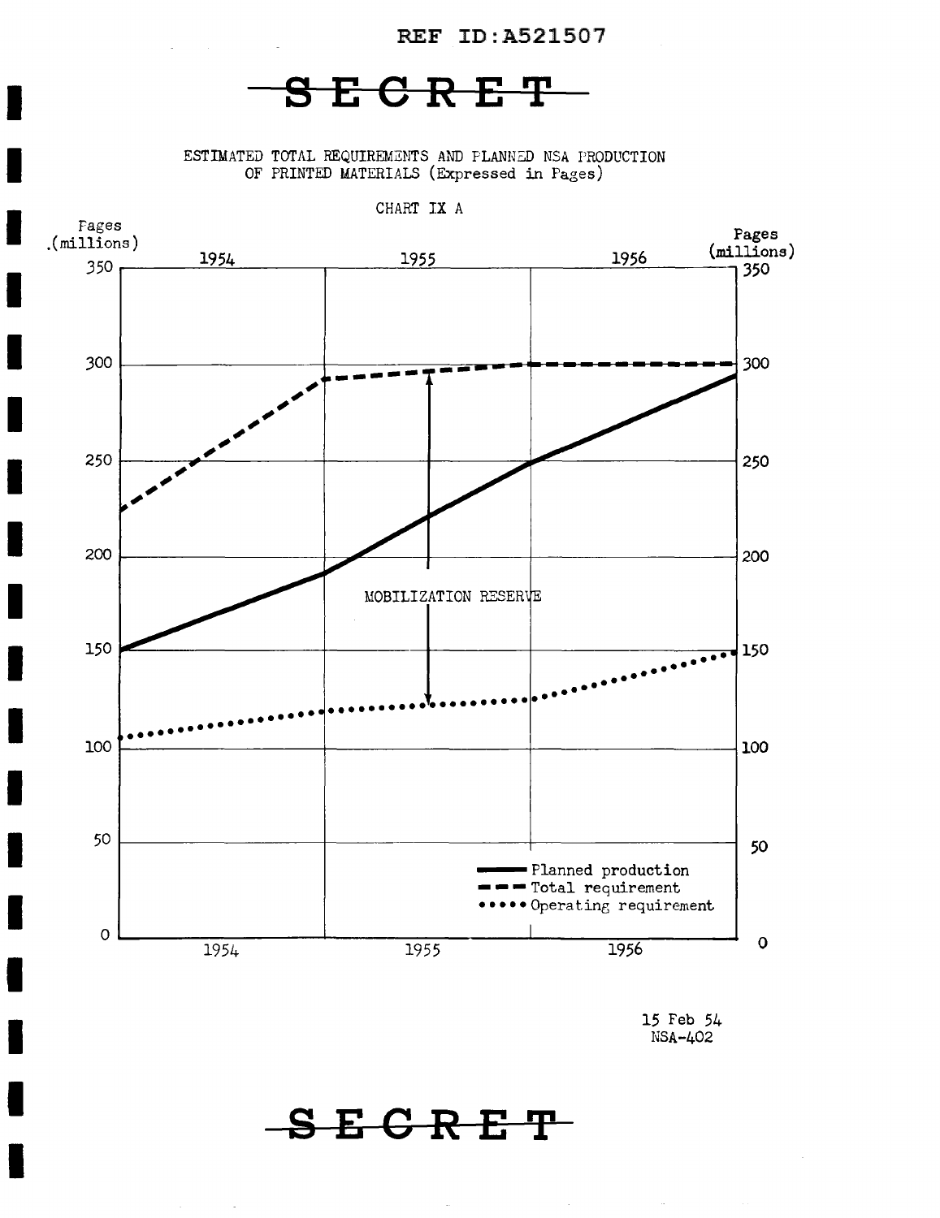REF ID:A521507

SECRET

ESTIMATED TOTAL REQUIREMENTS AND PLANNED NSA PRODUCTION
OF PRINTED MATERIALS (Expressed in Pages)

CHART IX A

Pages (millions)

1954 | 1955 | 1956

MOBILIZATION RESERVE

Planned production
Total requirement
Operating requirement

15 Feb 54
NSA-402

SECRET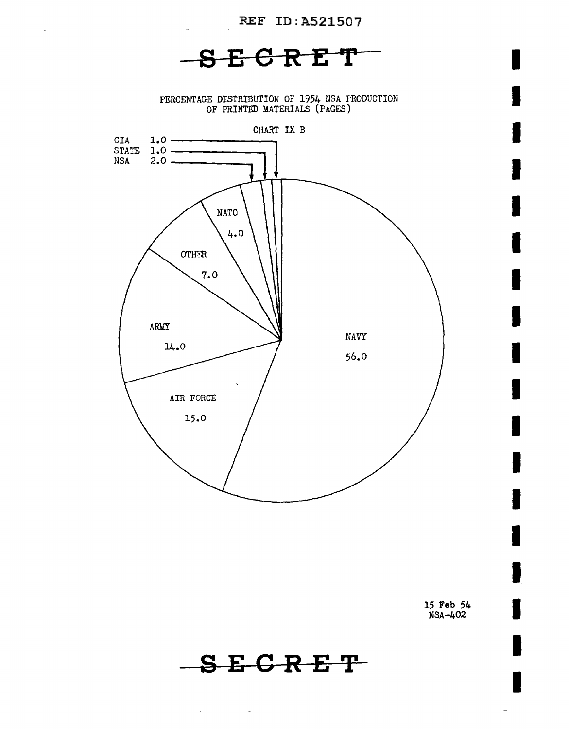REF ID:A521507

SECRET

PERCENTAGE DISTRIBUTION OF 1954 NSA PRODUCTION OF PRINTED MATERIALS (PAGES)

CHART IX B

CIA 1.0
STATE 1.0
NSA 2.0

NATO 4.0

OTHER 7.0

ARMY 14.0

AIR FORCE 15.0

NAVY 56.0

15 Feb 54
NSA-402

SECRET